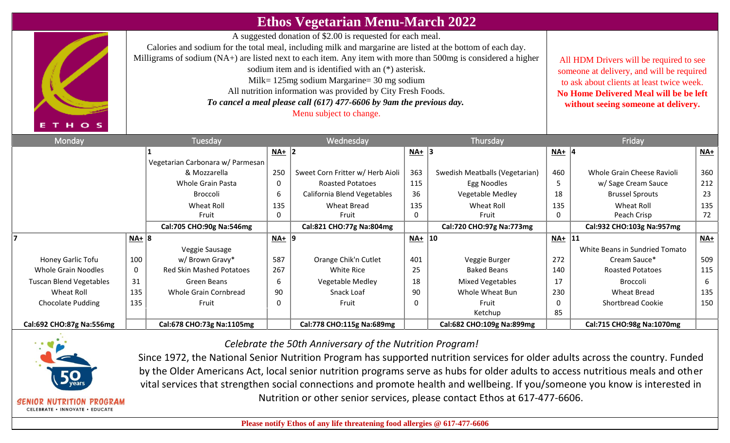# Ethos Vegetarian Menu-March 2022

A suggested donation of $2.00 is requested for each meal.
Calories and sodium for the total meal, including milk and margarine are listed at the bottom of each day.
Milligrams of sodium (NA+) are listed next to each item. Any item with more than 500mg is considered a higher sodium item and is identified with an (*) asterisk.
Milk= 125mg sodium Margarine= 30 mg sodium
All nutrition information was provided by City Fresh Foods.
***To cancel a meal please call (617) 477-6606 by 9am the previous day.***
Menu subject to change.

All HDM Drivers will be required to see someone at delivery, and will be required to ask about clients at least twice week. **No Home Delivered Meal will be be left without seeing someone at delivery.**

| Monday | NA+ | Tuesday | NA+ | Wednesday | NA+ | Thursday | NA+ | Friday | NA+ |
|---|---|---|---|---|---|---|---|---|---|
| | | **1** | | **2** | | **3** | | **4** | |
| | | Vegetarian Carbonara w/ Parmesan & Mozzarella | 250 | Sweet Corn Fritter w/ Herb Aioli | 363 | Swedish Meatballs (Vegetarian) | 460 | Whole Grain Cheese Ravioli | 360 |
| | | Whole Grain Pasta | 0 | Roasted Potatoes | 115 | Egg Noodles | 5 | w/ Sage Cream Sauce | 212 |
| | | Broccoli | 6 | California Blend Vegetables | 36 | Vegetable Medley | 18 | Brussel Sprouts | 23 |
| | | Wheat Roll | 135 | Wheat Bread | 135 | Wheat Roll | 135 | Wheat Roll | 135 |
| | | Fruit | 0 | Fruit | 0 | Fruit | 0 | Peach Crisp | 72 |
| | | **Cal:705 CHO:90g Na:546mg** | | **Cal:821 CHO:77g Na:804mg** | | **Cal:720 CHO:97g Na:773mg** | | **Cal:932 CHO:103g Na:957mg** | |
| **7** | | **8** | | **9** | | **10** | | **11** | |
| Honey Garlic Tofu | 100 | Veggie Sausage w/ Brown Gravy* | 587 | Orange Chik'n Cutlet | 401 | Veggie Burger | 272 | White Beans in Sundried Tomato Cream Sauce* | 509 |
| Whole Grain Noodles | 0 | Red Skin Mashed Potatoes | 267 | White Rice | 25 | Baked Beans | 140 | Roasted Potatoes | 115 |
| Tuscan Blend Vegetables | 31 | Green Beans | 6 | Vegetable Medley | 18 | Mixed Vegetables | 17 | Broccoli | 6 |
| Wheat Roll | 135 | Whole Grain Cornbread | 90 | Snack Loaf | 90 | Whole Wheat Bun | 230 | Wheat Bread | 135 |
| Chocolate Pudding | 135 | Fruit | 0 | Fruit | 0 | Fruit | 0 | Shortbread Cookie | 150 |
| | | | | | | Ketchup | 85 | | |
| **Cal:692 CHO:87g Na:556mg** | | **Cal:678 CHO:73g Na:1105mg** | | **Cal:778 CHO:115g Na:689mg** | | **Cal:682 CHO:109g Na:899mg** | | **Cal:715 CHO:98g Na:1070mg** | |

*Celebrate the 50th Anniversary of the Nutrition Program!*

Since 1972, the National Senior Nutrition Program has supported nutrition services for older adults across the country. Funded by the Older Americans Act, local senior nutrition programs serve as hubs for older adults to access nutritious meals and other vital services that strengthen social connections and promote health and wellbeing. If you/someone you know is interested in Nutrition or other senior services, please contact Ethos at 617-477-6606.

SENIOR NUTRITION PROGRAM
CELEBRATE • INNOVATE • EDUCATE

**Please notify Ethos of any life threatening food allergies @ 617-477-6606**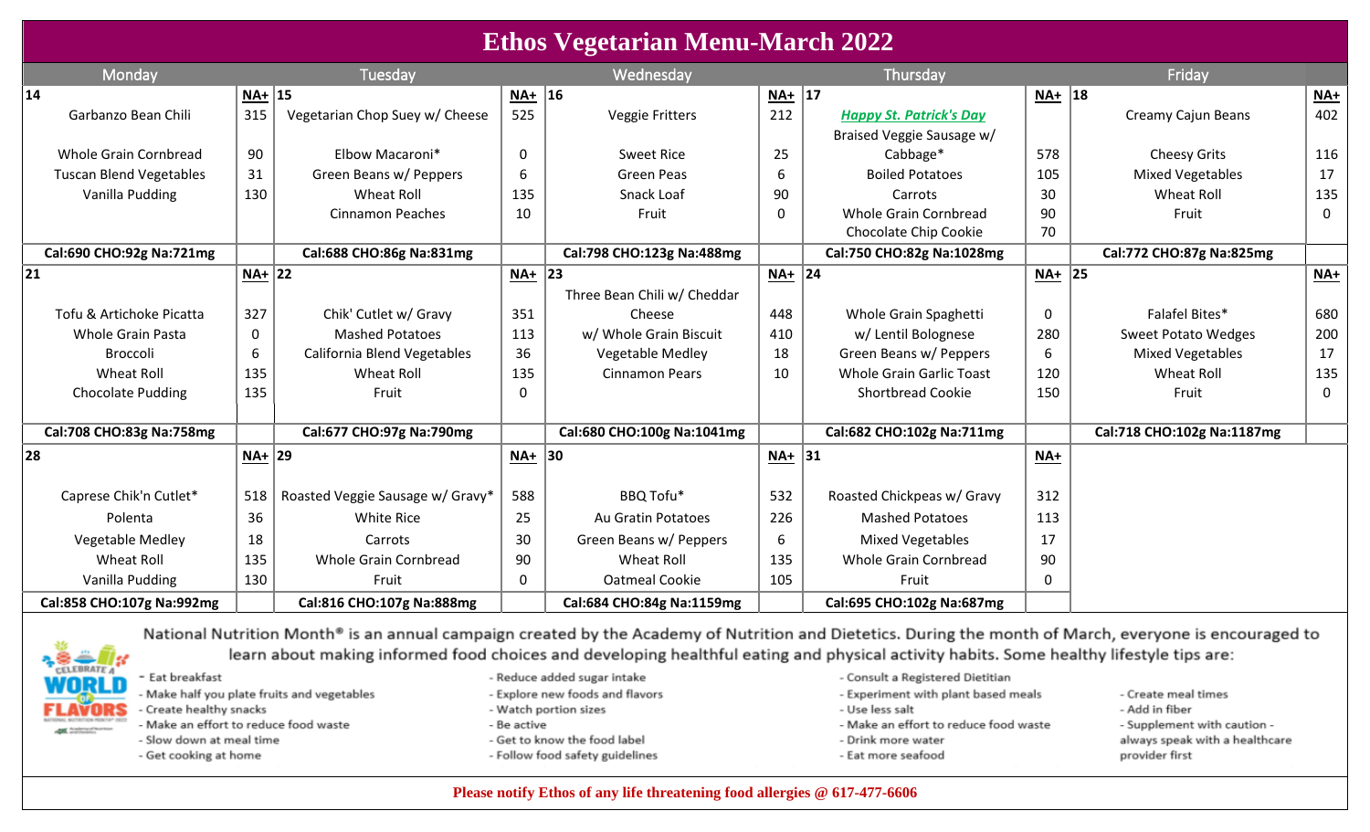# Ethos Vegetarian Menu-March 2022

| Monday | NA+ | Tuesday | NA+ | Wednesday | NA+ | Thursday | NA+ | Friday | NA+ |
|---|---|---|---|---|---|---|---|---|---|
| **14** | **NA+** | **15** | **NA+** | **16** | **NA+** | **17** | **NA+** | **18** | **NA+** |
| Garbanzo Bean Chili | 315 | Vegetarian Chop Suey w/ Cheese | 525 | Veggie Fritters | 212 | ***Happy St. Patrick's Day*** | | Creamy Cajun Beans | 402 |
| | | | | | | Braised Veggie Sausage w/ Cabbage* | 578 | | |
| Whole Grain Cornbread | 90 | Elbow Macaroni* | 0 | Sweet Rice | 25 | Boiled Potatoes | 105 | Cheesy Grits | 116 |
| Tuscan Blend Vegetables | 31 | Green Beans w/ Peppers | 6 | Green Peas | 6 | Carrots | 30 | Mixed Vegetables | 17 |
| Vanilla Pudding | 130 | Wheat Roll | 135 | Snack Loaf | 90 | Whole Grain Cornbread | 90 | Wheat Roll | 135 |
| | | Cinnamon Peaches | 10 | Fruit | 0 | Chocolate Chip Cookie | 70 | Fruit | 0 |
| **Cal:690 CHO:92g Na:721mg** | | **Cal:688 CHO:86g Na:831mg** | | **Cal:798 CHO:123g Na:488mg** | | **Cal:750 CHO:82g Na:1028mg** | | **Cal:772 CHO:87g Na:825mg** | |
| **21** | **NA+** | **22** | **NA+** | **23** | **NA+** | **24** | **NA+** | **25** | **NA+** |
| Tofu & Artichoke Picatta | 327 | Chik' Cutlet w/ Gravy | 351 | Three Bean Chili w/ Cheddar Cheese | 448 | Whole Grain Spaghetti | 0 | Falafel Bites* | 680 |
| Whole Grain Pasta | 0 | Mashed Potatoes | 113 | w/ Whole Grain Biscuit | 410 | w/ Lentil Bolognese | 280 | Sweet Potato Wedges | 200 |
| Broccoli | 6 | California Blend Vegetables | 36 | Vegetable Medley | 18 | Green Beans w/ Peppers | 6 | Mixed Vegetables | 17 |
| Wheat Roll | 135 | Wheat Roll | 135 | Cinnamon Pears | 10 | Whole Grain Garlic Toast | 120 | Wheat Roll | 135 |
| Chocolate Pudding | 135 | Fruit | 0 | | | Shortbread Cookie | 150 | Fruit | 0 |
| **Cal:708 CHO:83g Na:758mg** | | **Cal:677 CHO:97g Na:790mg** | | **Cal:680 CHO:100g Na:1041mg** | | **Cal:682 CHO:102g Na:711mg** | | **Cal:718 CHO:102g Na:1187mg** | |
| **28** | **NA+** | **29** | **NA+** | **30** | **NA+** | **31** | **NA+** | | |
| Caprese Chik'n Cutlet* | 518 | Roasted Veggie Sausage w/ Gravy* | 588 | BBQ Tofu* | 532 | Roasted Chickpeas w/ Gravy | 312 | | |
| Polenta | 36 | White Rice | 25 | Au Gratin Potatoes | 226 | Mashed Potatoes | 113 | | |
| Vegetable Medley | 18 | Carrots | 30 | Green Beans w/ Peppers | 6 | Mixed Vegetables | 17 | | |
| Wheat Roll | 135 | Whole Grain Cornbread | 90 | Wheat Roll | 135 | Whole Grain Cornbread | 90 | | |
| Vanilla Pudding | 130 | Fruit | 0 | Oatmeal Cookie | 105 | Fruit | 0 | | |
| **Cal:858 CHO:107g Na:992mg** | | **Cal:816 CHO:107g Na:888mg** | | **Cal:684 CHO:84g Na:1159mg** | | **Cal:695 CHO:102g Na:687mg** | | | |

National Nutrition Month® is an annual campaign created by the Academy of Nutrition and Dietetics. During the month of March, everyone is encouraged to learn about making informed food choices and developing healthful eating and physical activity habits. Some healthy lifestyle tips are:

- Eat breakfast
- Make half you plate fruits and vegetables
- Create healthy snacks
- Make an effort to reduce food waste
- Slow down at meal time
- Get cooking at home
- Reduce added sugar intake
- Explore new foods and flavors
- Watch portion sizes
- Be active
- Get to know the food label
- Follow food safety guidelines
- Consult a Registered Dietitian
- Experiment with plant based meals
- Use less salt
- Make an effort to reduce food waste
- Drink more water
- Eat more seafood
- Create meal times
- Add in fiber
- Supplement with caution - always speak with a healthcare provider first

**Please notify Ethos of any life threatening food allergies @ 617-477-6606**